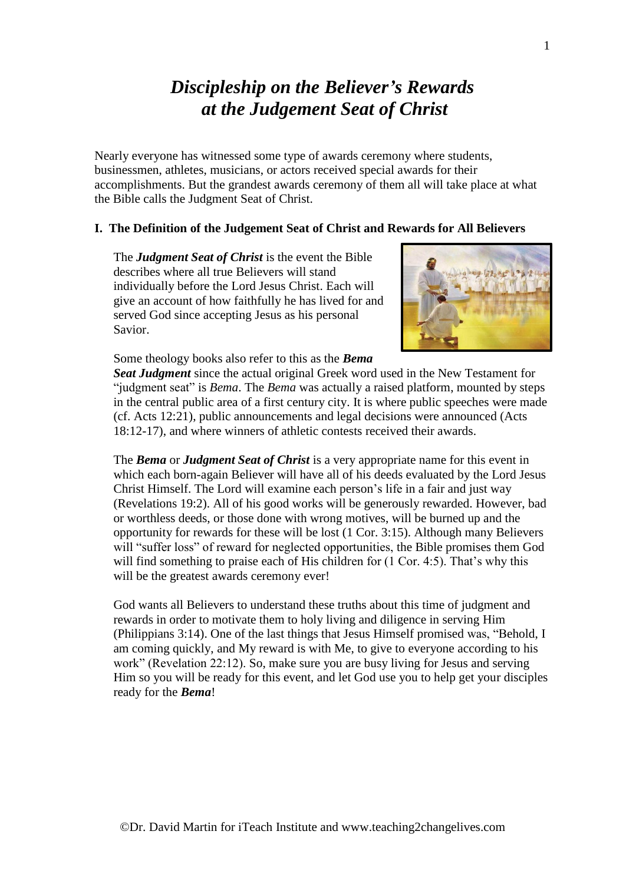# *Discipleship on the Believer's Rewards at the Judgement Seat of Christ*

Nearly everyone has witnessed some type of awards ceremony where students, businessmen, athletes, musicians, or actors received special awards for their accomplishments. But the grandest awards ceremony of them all will take place at what the Bible calls the Judgment Seat of Christ.

## I. The Definition of the Judgement Seat of Christ and Rewards for All Believers

The ***Judgment Seat of Christ*** is the event the Bible describes where all true Believers will stand individually before the Lord Jesus Christ. Each will give an account of how faithfully he has lived for and served God since accepting Jesus as his personal Savior.

Some theology books also refer to this as the ***Bema Seat Judgment*** since the actual original Greek word used in the New Testament for "judgment seat" is *Bema*. The *Bema* was actually a raised platform, mounted by steps in the central public area of a first century city. It is where public speeches were made (cf. Acts 12:21), public announcements and legal decisions were announced (Acts 18:12-17), and where winners of athletic contests received their awards.

The ***Bema*** or ***Judgment Seat of Christ*** is a very appropriate name for this event in which each born-again Believer will have all of his deeds evaluated by the Lord Jesus Christ Himself. The Lord will examine each person's life in a fair and just way (Revelations 19:2). All of his good works will be generously rewarded. However, bad or worthless deeds, or those done with wrong motives, will be burned up and the opportunity for rewards for these will be lost (1 Cor. 3:15). Although many Believers will "suffer loss" of reward for neglected opportunities, the Bible promises them God will find something to praise each of His children for (1 Cor. 4:5). That's why this will be the greatest awards ceremony ever!

God wants all Believers to understand these truths about this time of judgment and rewards in order to motivate them to holy living and diligence in serving Him (Philippians 3:14). One of the last things that Jesus Himself promised was, "Behold, I am coming quickly, and My reward is with Me, to give to everyone according to his work" (Revelation 22:12). So, make sure you are busy living for Jesus and serving Him so you will be ready for this event, and let God use you to help get your disciples ready for the ***Bema***!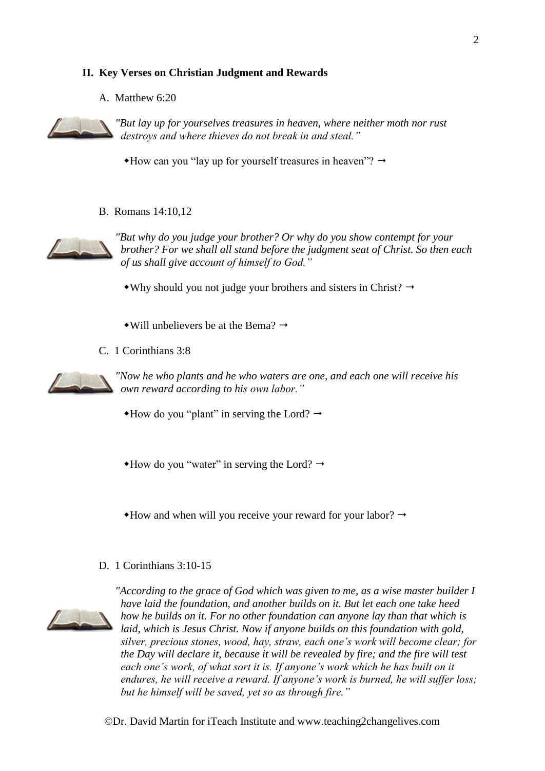## II. Key Verses on Christian Judgment and Rewards

### A. Matthew 6:20

*"But lay up for yourselves treasures in heaven, where neither moth nor rust destroys and where thieves do not break in and steal."*

- How can you "lay up for yourself treasures in heaven"? →

### B. Romans 14:10,12

*"But why do you judge your brother? Or why do you show contempt for your brother? For we shall all stand before the judgment seat of Christ. So then each of us shall give account of himself to God."*

- Why should you not judge your brothers and sisters in Christ? →
- Will unbelievers be at the Bema? →

### C. 1 Corinthians 3:8

*"Now he who plants and he who waters are one, and each one will receive his own reward according to his own labor."*

- How do you "plant" in serving the Lord? →
- How do you "water" in serving the Lord? →
- How and when will you receive your reward for your labor? →

### D. 1 Corinthians 3:10-15

*"According to the grace of God which was given to me, as a wise master builder I have laid the foundation, and another builds on it. But let each one take heed how he builds on it. For no other foundation can anyone lay than that which is laid, which is Jesus Christ. Now if anyone builds on this foundation with gold, silver, precious stones, wood, hay, straw, each one's work will become clear; for the Day will declare it, because it will be revealed by fire; and the fire will test each one's work, of what sort it is. If anyone's work which he has built on it endures, he will receive a reward. If anyone's work is burned, he will suffer loss; but he himself will be saved, yet so as through fire."*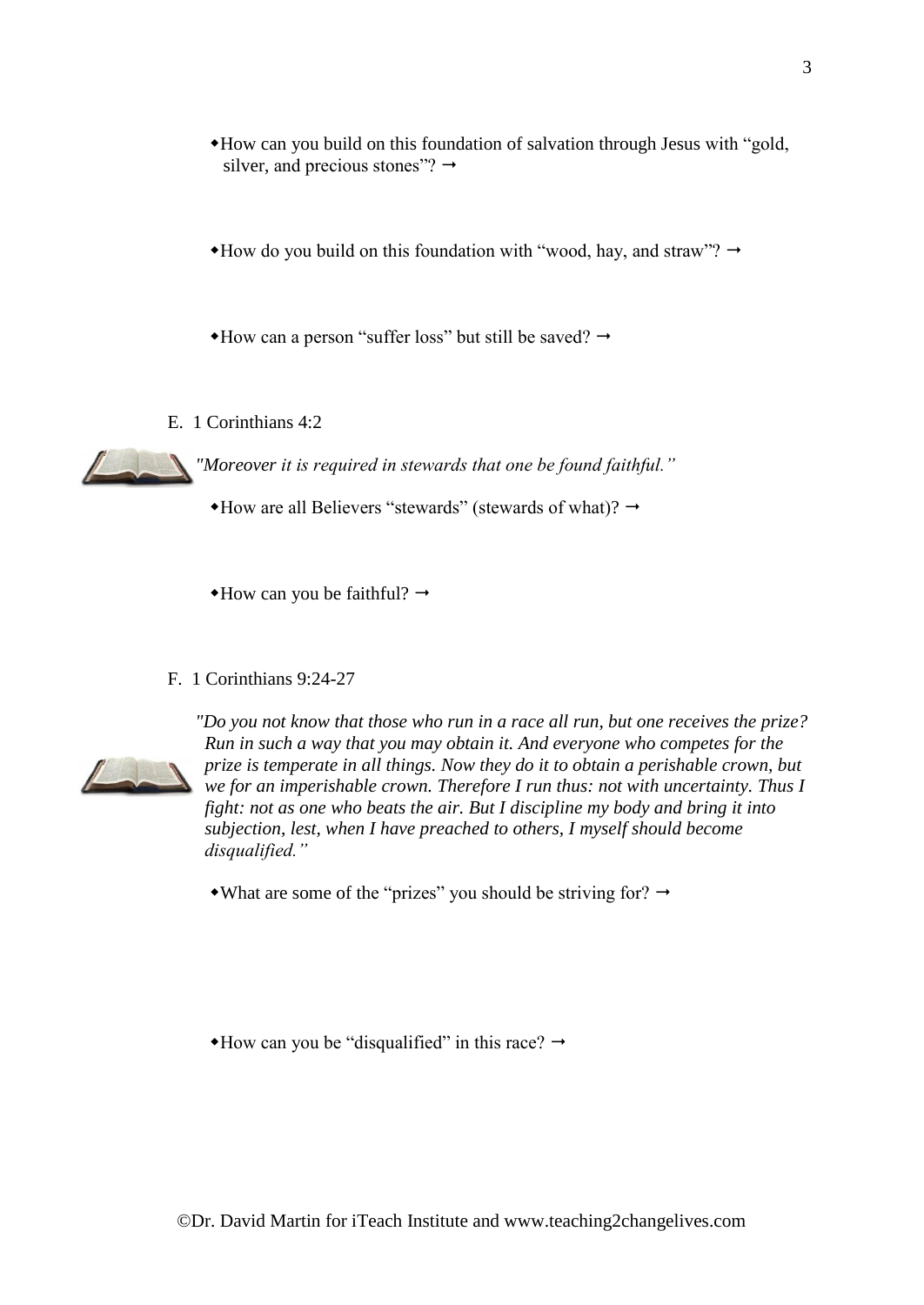- How can you build on this foundation of salvation through Jesus with "gold, silver, and precious stones"? →

- How do you build on this foundation with "wood, hay, and straw"? →

- How can a person "suffer loss" but still be saved? →

E. 1 Corinthians 4:2

*"Moreover it is required in stewards that one be found faithful."*

- How are all Believers "stewards" (stewards of what)? →

- How can you be faithful? →

F. 1 Corinthians 9:24-27

*"Do you not know that those who run in a race all run, but one receives the prize? Run in such a way that you may obtain it. And everyone who competes for the prize is temperate in all things. Now they do it to obtain a perishable crown, but we for an imperishable crown. Therefore I run thus: not with uncertainty. Thus I fight: not as one who beats the air. But I discipline my body and bring it into subjection, lest, when I have preached to others, I myself should become disqualified."*

- What are some of the "prizes" you should be striving for? →

- How can you be "disqualified" in this race? →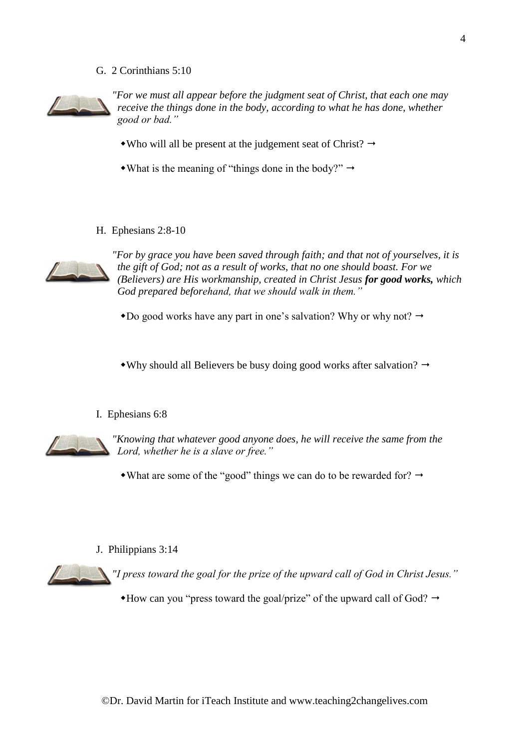G. 2 Corinthians 5:10

*"For we must all appear before the judgment seat of Christ, that each one may receive the things done in the body, according to what he has done, whether good or bad."*

- Who will all be present at the judgement seat of Christ? →

- What is the meaning of "things done in the body?" →

H. Ephesians 2:8-10

*"For by grace you have been saved through faith; and that not of yourselves, it is the gift of God; not as a result of works, that no one should boast. For we (Believers) are His workmanship, created in Christ Jesus* ***for good works,*** *which God prepared beforehand, that we should walk in them."*

- Do good works have any part in one's salvation? Why or why not? →

- Why should all Believers be busy doing good works after salvation? →

I. Ephesians 6:8

*"Knowing that whatever good anyone does, he will receive the same from the Lord, whether he is a slave or free."*

- What are some of the "good" things we can do to be rewarded for? →

J. Philippians 3:14

*"I press toward the goal for the prize of the upward call of God in Christ Jesus."*

- How can you "press toward the goal/prize" of the upward call of God? →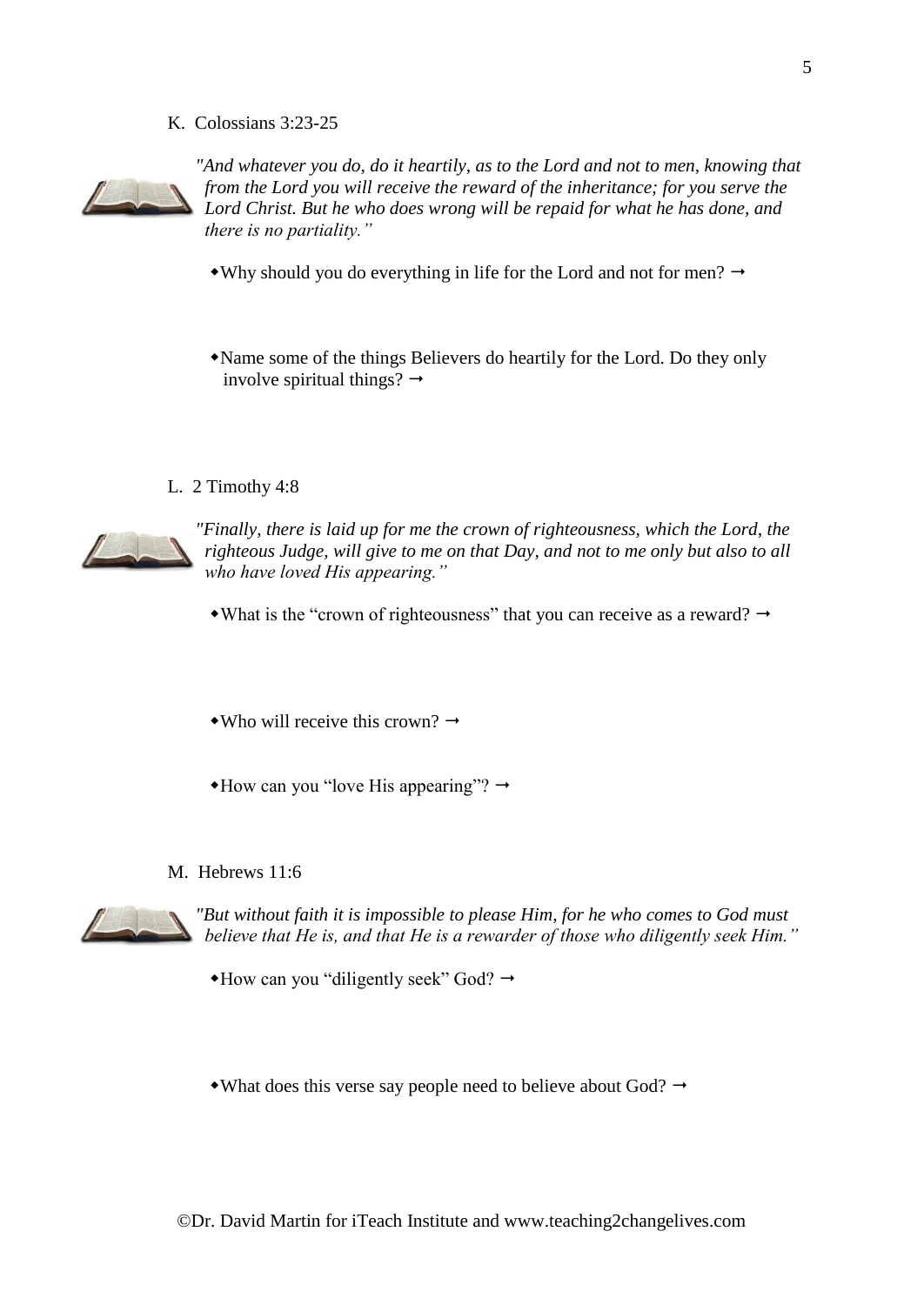K. Colossians 3:23-25

*"And whatever you do, do it heartily, as to the Lord and not to men, knowing that from the Lord you will receive the reward of the inheritance; for you serve the Lord Christ. But he who does wrong will be repaid for what he has done, and there is no partiality."*

- Why should you do everything in life for the Lord and not for men? →

- Name some of the things Believers do heartily for the Lord. Do they only involve spiritual things? →

L. 2 Timothy 4:8

*"Finally, there is laid up for me the crown of righteousness, which the Lord, the righteous Judge, will give to me on that Day, and not to me only but also to all who have loved His appearing."*

- What is the "crown of righteousness" that you can receive as a reward? →

- Who will receive this crown? →

- How can you "love His appearing"? →

M. Hebrews 11:6

*"But without faith it is impossible to please Him, for he who comes to God must believe that He is, and that He is a rewarder of those who diligently seek Him."*

- How can you "diligently seek" God? →

- What does this verse say people need to believe about God? →

©Dr. David Martin for iTeach Institute and www.teaching2changelives.com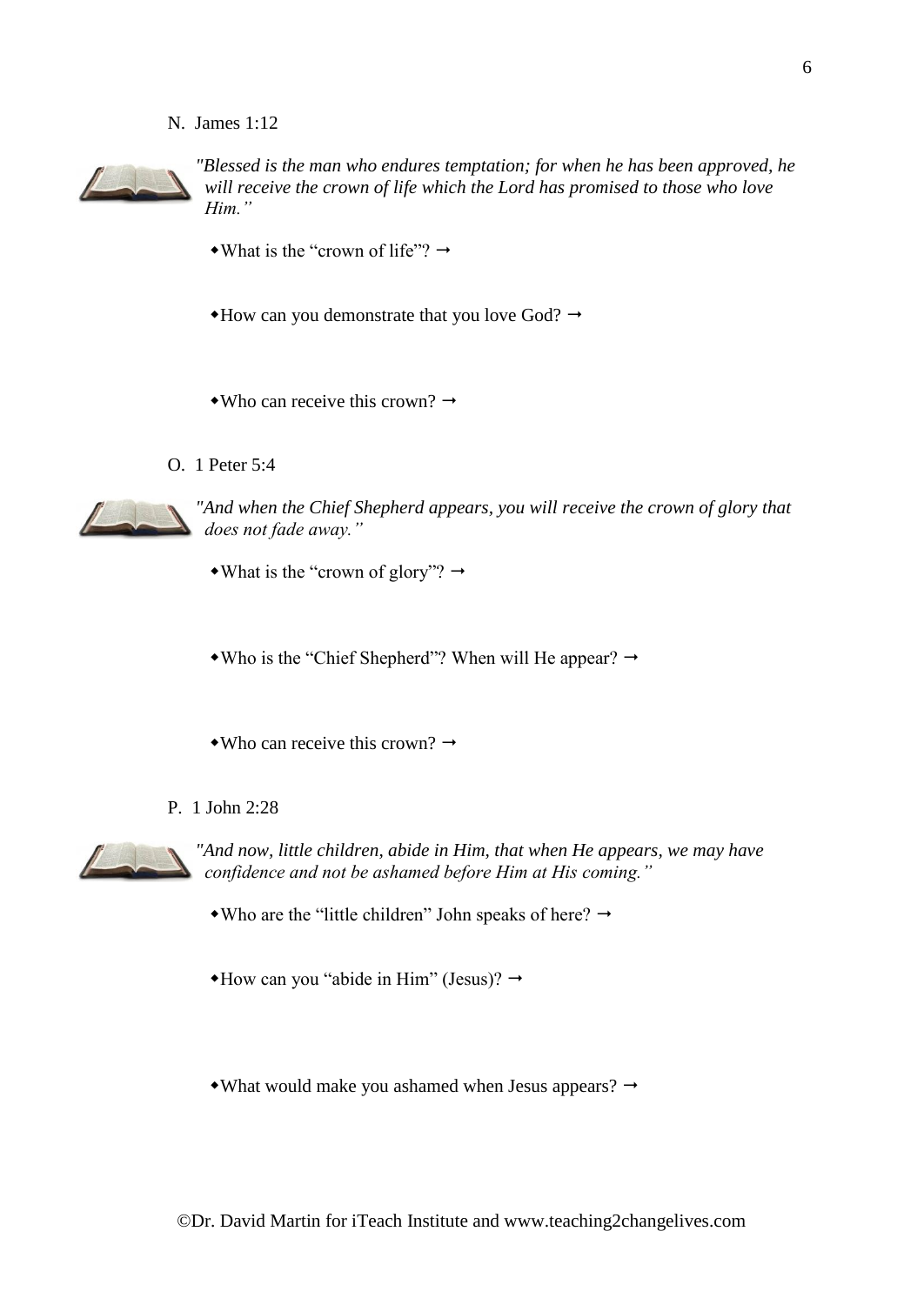N. James 1:12

*"Blessed is the man who endures temptation; for when he has been approved, he will receive the crown of life which the Lord has promised to those who love Him."*

- What is the "crown of life"? →

- How can you demonstrate that you love God? →

- Who can receive this crown? →

O. 1 Peter 5:4

*"And when the Chief Shepherd appears, you will receive the crown of glory that does not fade away."*

- What is the "crown of glory"? →

- Who is the "Chief Shepherd"? When will He appear? →

- Who can receive this crown? →

P. 1 John 2:28

*"And now, little children, abide in Him, that when He appears, we may have confidence and not be ashamed before Him at His coming."*

- Who are the "little children" John speaks of here? →

- How can you "abide in Him" (Jesus)? →

- What would make you ashamed when Jesus appears? →

©Dr. David Martin for iTeach Institute and www.teaching2changelives.com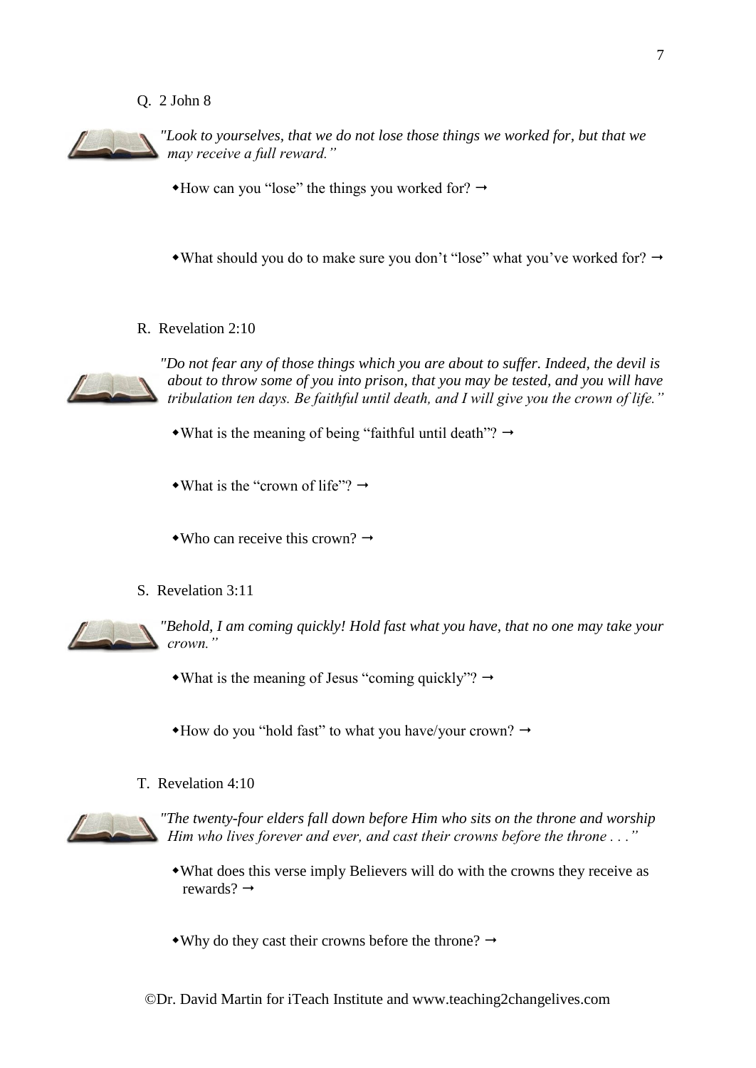Q. 2 John 8

*"Look to yourselves, that we do not lose those things we worked for, but that we may receive a full reward."*

- How can you "lose" the things you worked for? →

- What should you do to make sure you don't "lose" what you've worked for? →

R. Revelation 2:10

*"Do not fear any of those things which you are about to suffer. Indeed, the devil is about to throw some of you into prison, that you may be tested, and you will have tribulation ten days. Be faithful until death, and I will give you the crown of life."*

- What is the meaning of being "faithful until death"? →

- What is the "crown of life"? →

- Who can receive this crown? →

S. Revelation 3:11

*"Behold, I am coming quickly! Hold fast what you have, that no one may take your crown."*

- What is the meaning of Jesus "coming quickly"? →

- How do you "hold fast" to what you have/your crown? →

T. Revelation 4:10

*"The twenty-four elders fall down before Him who sits on the throne and worship Him who lives forever and ever, and cast their crowns before the throne . . ."*

- What does this verse imply Believers will do with the crowns they receive as rewards? →

- Why do they cast their crowns before the throne? →

©Dr. David Martin for iTeach Institute and www.teaching2changelives.com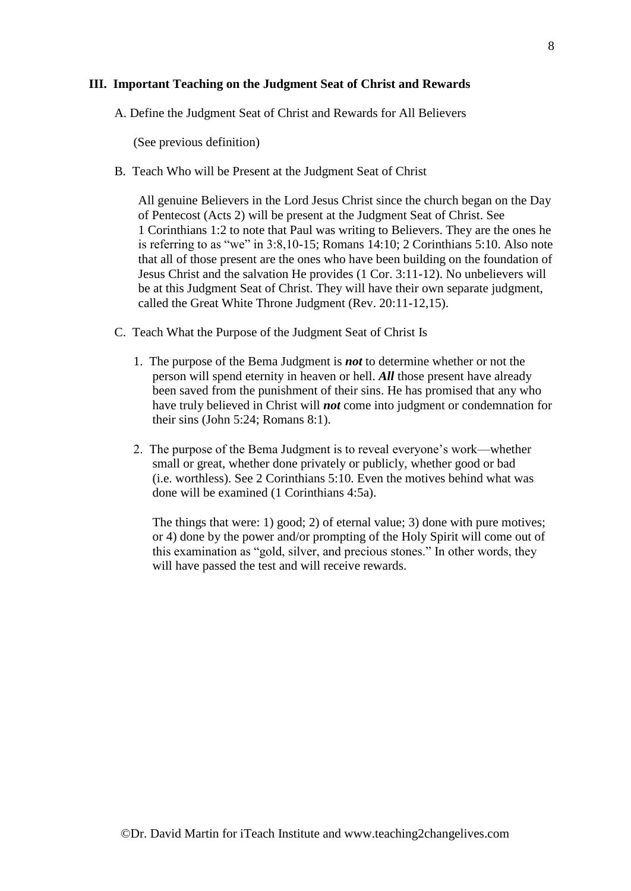### III. Important Teaching on the Judgment Seat of Christ and Rewards

A. Define the Judgment Seat of Christ and Rewards for All Believers

(See previous definition)

B. Teach Who will be Present at the Judgment Seat of Christ

All genuine Believers in the Lord Jesus Christ since the church began on the Day of Pentecost (Acts 2) will be present at the Judgment Seat of Christ. See 1 Corinthians 1:2 to note that Paul was writing to Believers. They are the ones he is referring to as "we" in 3:8,10-15; Romans 14:10; 2 Corinthians 5:10. Also note that all of those present are the ones who have been building on the foundation of Jesus Christ and the salvation He provides (1 Cor. 3:11-12). No unbelievers will be at this Judgment Seat of Christ. They will have their own separate judgment, called the Great White Throne Judgment (Rev. 20:11-12,15).

C. Teach What the Purpose of the Judgment Seat of Christ Is

1. The purpose of the Bema Judgment is ***not*** to determine whether or not the person will spend eternity in heaven or hell. ***All*** those present have already been saved from the punishment of their sins. He has promised that any who have truly believed in Christ will ***not*** come into judgment or condemnation for their sins (John 5:24; Romans 8:1).

2. The purpose of the Bema Judgment is to reveal everyone's work—whether small or great, whether done privately or publicly, whether good or bad (i.e. worthless). See 2 Corinthians 5:10. Even the motives behind what was done will be examined (1 Corinthians 4:5a).

   The things that were: 1) good; 2) of eternal value; 3) done with pure motives; or 4) done by the power and/or prompting of the Holy Spirit will come out of this examination as "gold, silver, and precious stones." In other words, they will have passed the test and will receive rewards.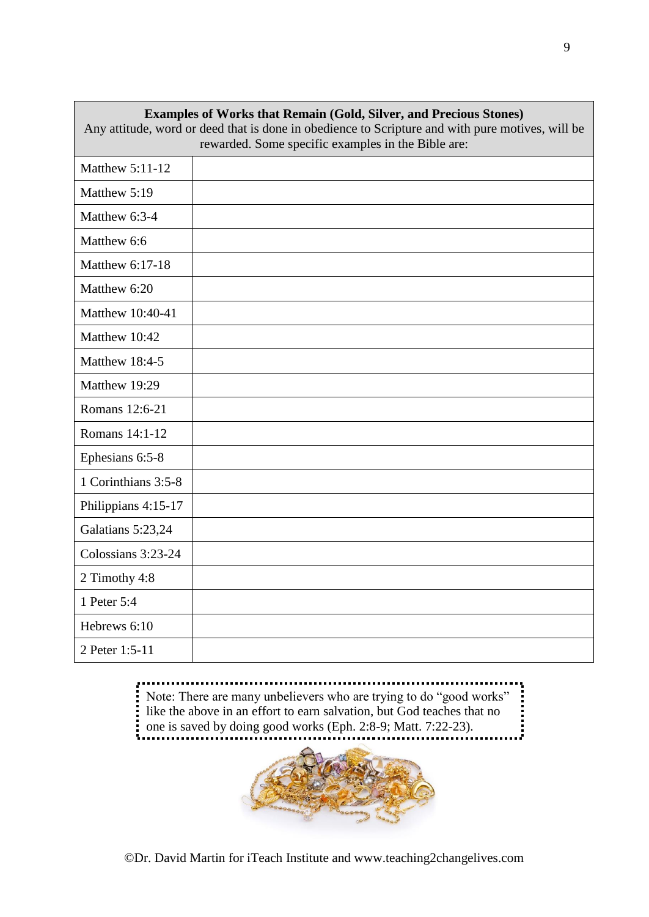| **Examples of Works that Remain (Gold, Silver, and Precious Stones)**<br>Any attitude, word or deed that is done in obedience to Scripture and with pure motives, will be rewarded. Some specific examples in the Bible are: | |
|---|---|
| Matthew 5:11-12 | |
| Matthew 5:19 | |
| Matthew 6:3-4 | |
| Matthew 6:6 | |
| Matthew 6:17-18 | |
| Matthew 6:20 | |
| Matthew 10:40-41 | |
| Matthew 10:42 | |
| Matthew 18:4-5 | |
| Matthew 19:29 | |
| Romans 12:6-21 | |
| Romans 14:1-12 | |
| Ephesians 6:5-8 | |
| 1 Corinthians 3:5-8 | |
| Philippians 4:15-17 | |
| Galatians 5:23,24 | |
| Colossians 3:23-24 | |
| 2 Timothy 4:8 | |
| 1 Peter 5:4 | |
| Hebrews 6:10 | |
| 2 Peter 1:5-11 | |

Note: There are many unbelievers who are trying to do "good works" like the above in an effort to earn salvation, but God teaches that no one is saved by doing good works (Eph. 2:8-9; Matt. 7:22-23).

©Dr. David Martin for iTeach Institute and www.teaching2changelives.com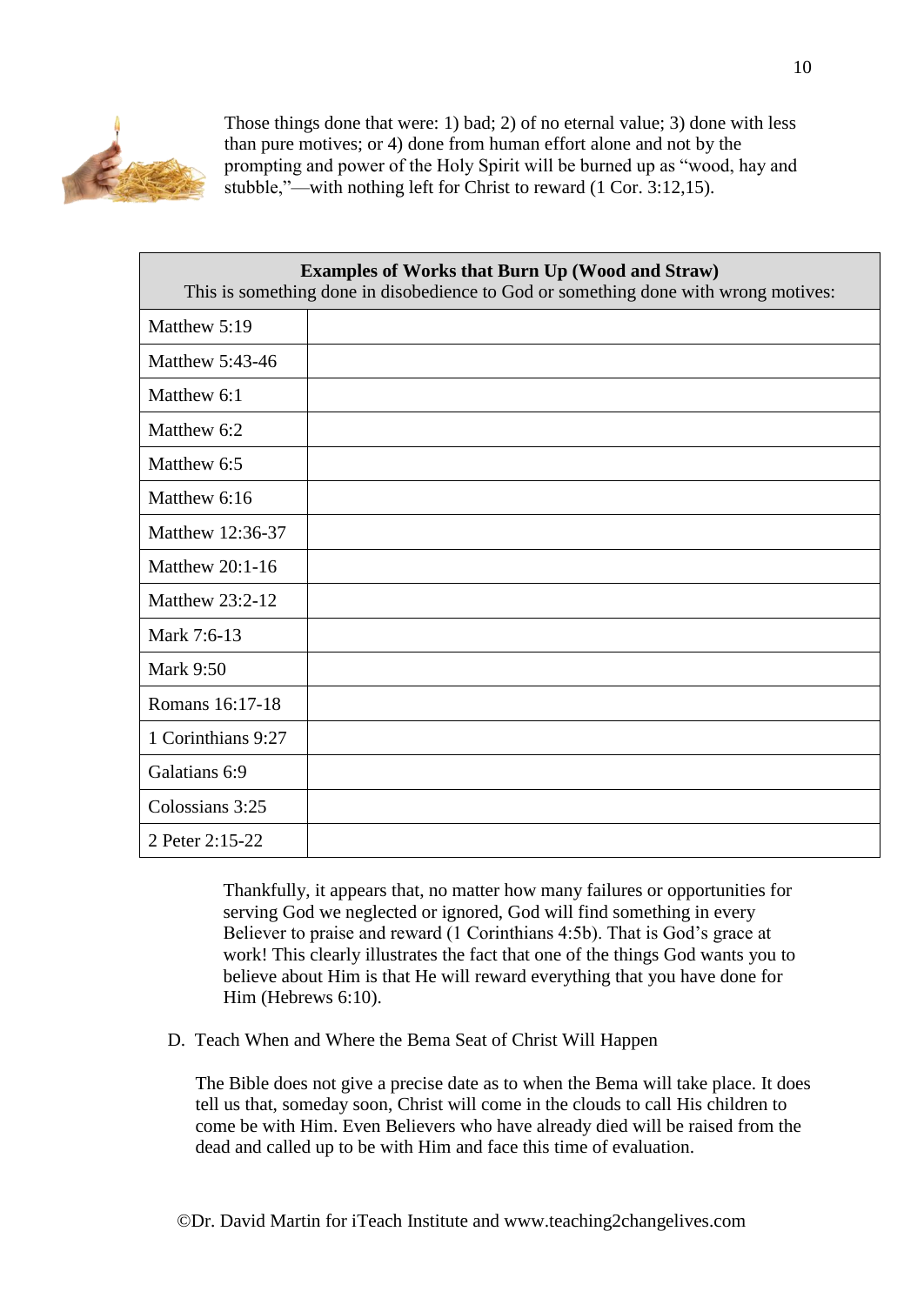Those things done that were: 1) bad; 2) of no eternal value; 3) done with less than pure motives; or 4) done from human effort alone and not by the prompting and power of the Holy Spirit will be burned up as "wood, hay and stubble,"—with nothing left for Christ to reward (1 Cor. 3:12,15).

| **Examples of Works that Burn Up (Wood and Straw)** This is something done in disobedience to God or something done with wrong motives: | |
|---|---|
| Matthew 5:19 | |
| Matthew 5:43-46 | |
| Matthew 6:1 | |
| Matthew 6:2 | |
| Matthew 6:5 | |
| Matthew 6:16 | |
| Matthew 12:36-37 | |
| Matthew 20:1-16 | |
| Matthew 23:2-12 | |
| Mark 7:6-13 | |
| Mark 9:50 | |
| Romans 16:17-18 | |
| 1 Corinthians 9:27 | |
| Galatians 6:9 | |
| Colossians 3:25 | |
| 2 Peter 2:15-22 | |

Thankfully, it appears that, no matter how many failures or opportunities for serving God we neglected or ignored, God will find something in every Believer to praise and reward (1 Corinthians 4:5b). That is God's grace at work! This clearly illustrates the fact that one of the things God wants you to believe about Him is that He will reward everything that you have done for Him (Hebrews 6:10).

D. Teach When and Where the Bema Seat of Christ Will Happen

The Bible does not give a precise date as to when the Bema will take place. It does tell us that, someday soon, Christ will come in the clouds to call His children to come be with Him. Even Believers who have already died will be raised from the dead and called up to be with Him and face this time of evaluation.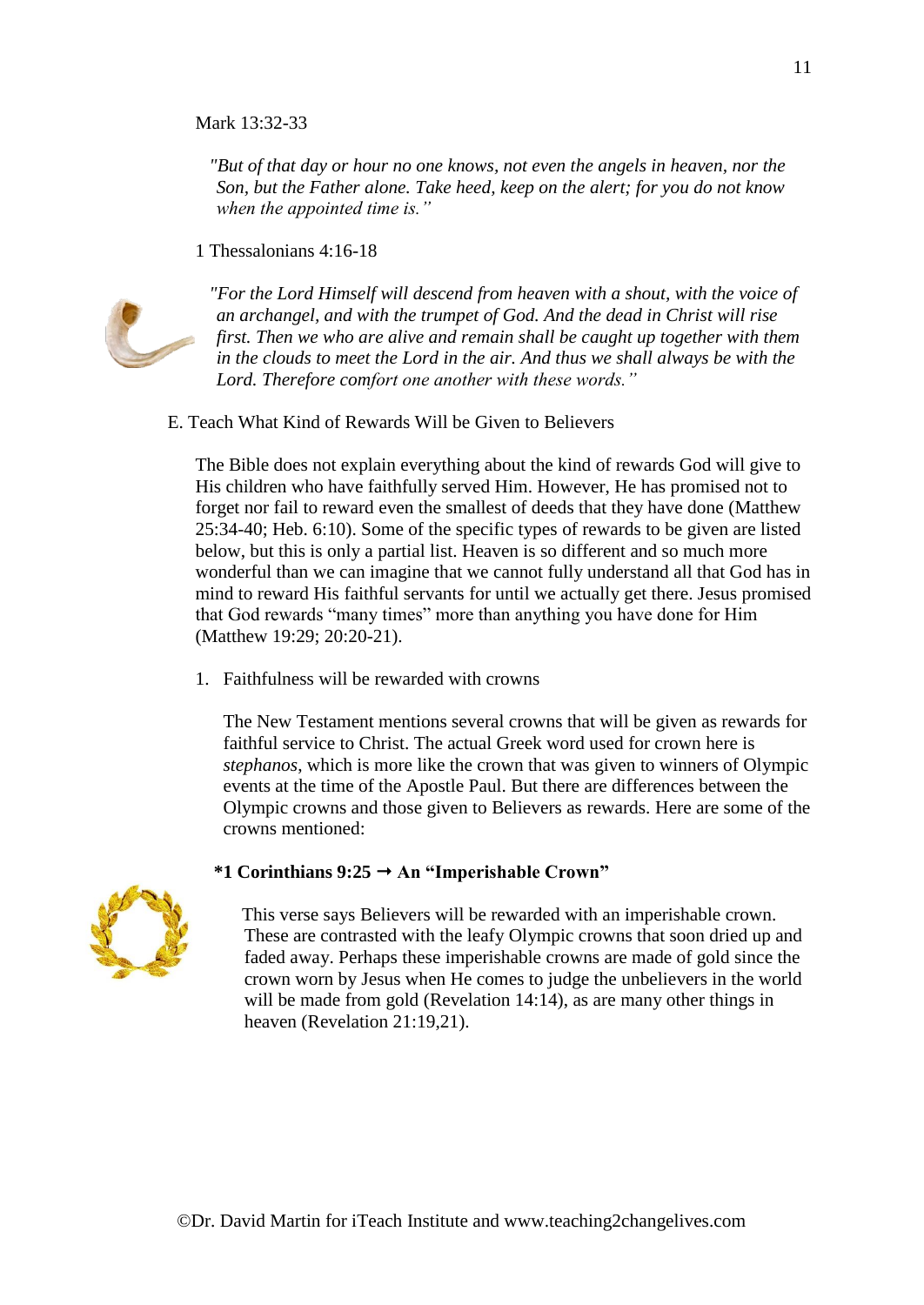Mark 13:32-33

> *"But of that day or hour no one knows, not even the angels in heaven, nor the Son, but the Father alone. Take heed, keep on the alert; for you do not know when the appointed time is."*

1 Thessalonians 4:16-18

> *"For the Lord Himself will descend from heaven with a shout, with the voice of an archangel, and with the trumpet of God. And the dead in Christ will rise first. Then we who are alive and remain shall be caught up together with them in the clouds to meet the Lord in the air. And thus we shall always be with the Lord. Therefore comfort one another with these words."*

E. Teach What Kind of Rewards Will be Given to Believers

The Bible does not explain everything about the kind of rewards God will give to His children who have faithfully served Him. However, He has promised not to forget nor fail to reward even the smallest of deeds that they have done (Matthew 25:34-40; Heb. 6:10). Some of the specific types of rewards to be given are listed below, but this is only a partial list. Heaven is so different and so much more wonderful than we can imagine that we cannot fully understand all that God has in mind to reward His faithful servants for until we actually get there. Jesus promised that God rewards "many times" more than anything you have done for Him (Matthew 19:29; 20:20-21).

1. Faithfulness will be rewarded with crowns

The New Testament mentions several crowns that will be given as rewards for faithful service to Christ. The actual Greek word used for crown here is *stephanos*, which is more like the crown that was given to winners of Olympic events at the time of the Apostle Paul. But there are differences between the Olympic crowns and those given to Believers as rewards. Here are some of the crowns mentioned:

**\*1 Corinthians 9:25 → An "Imperishable Crown"**

This verse says Believers will be rewarded with an imperishable crown. These are contrasted with the leafy Olympic crowns that soon dried up and faded away. Perhaps these imperishable crowns are made of gold since the crown worn by Jesus when He comes to judge the unbelievers in the world will be made from gold (Revelation 14:14), as are many other things in heaven (Revelation 21:19,21).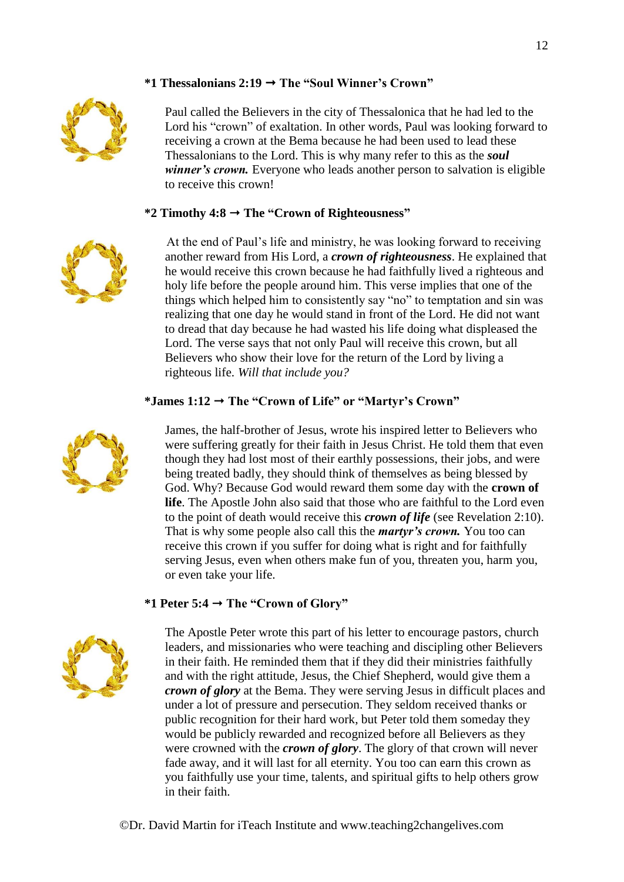**\*1 Thessalonians 2:19 → The "Soul Winner's Crown"**

Paul called the Believers in the city of Thessalonica that he had led to the Lord his "crown" of exaltation. In other words, Paul was looking forward to receiving a crown at the Bema because he had been used to lead these Thessalonians to the Lord. This is why many refer to this as the ***soul winner's crown.*** Everyone who leads another person to salvation is eligible to receive this crown!

**\*2 Timothy 4:8 → The "Crown of Righteousness"**

At the end of Paul's life and ministry, he was looking forward to receiving another reward from His Lord, a ***crown of righteousness***. He explained that he would receive this crown because he had faithfully lived a righteous and holy life before the people around him. This verse implies that one of the things which helped him to consistently say "no" to temptation and sin was realizing that one day he would stand in front of the Lord. He did not want to dread that day because he had wasted his life doing what displeased the Lord. The verse says that not only Paul will receive this crown, but all Believers who show their love for the return of the Lord by living a righteous life. *Will that include you?*

**\*James 1:12 → The "Crown of Life" or "Martyr's Crown"**

James, the half-brother of Jesus, wrote his inspired letter to Believers who were suffering greatly for their faith in Jesus Christ. He told them that even though they had lost most of their earthly possessions, their jobs, and were being treated badly, they should think of themselves as being blessed by God. Why? Because God would reward them some day with the **crown of life**. The Apostle John also said that those who are faithful to the Lord even to the point of death would receive this ***crown of life*** (see Revelation 2:10). That is why some people also call this the ***martyr's crown.*** You too can receive this crown if you suffer for doing what is right and for faithfully serving Jesus, even when others make fun of you, threaten you, harm you, or even take your life.

**\*1 Peter 5:4 → The "Crown of Glory"**

The Apostle Peter wrote this part of his letter to encourage pastors, church leaders, and missionaries who were teaching and discipling other Believers in their faith. He reminded them that if they did their ministries faithfully and with the right attitude, Jesus, the Chief Shepherd, would give them a ***crown of glory*** at the Bema. They were serving Jesus in difficult places and under a lot of pressure and persecution. They seldom received thanks or public recognition for their hard work, but Peter told them someday they would be publicly rewarded and recognized before all Believers as they were crowned with the ***crown of glory***. The glory of that crown will never fade away, and it will last for all eternity. You too can earn this crown as you faithfully use your time, talents, and spiritual gifts to help others grow in their faith.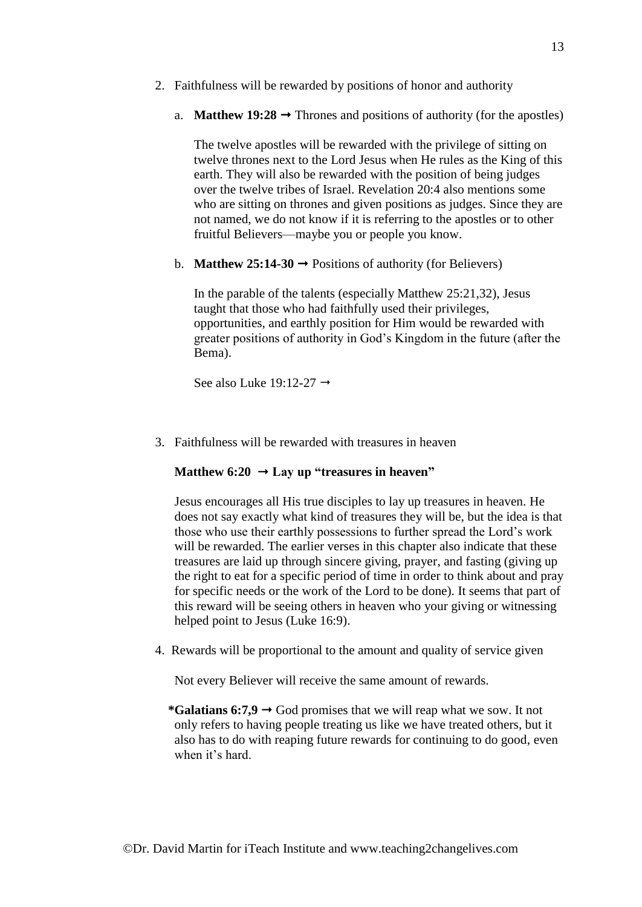2. Faithfulness will be rewarded by positions of honor and authority

   a. **Matthew 19:28** → Thrones and positions of authority (for the apostles)

      The twelve apostles will be rewarded with the privilege of sitting on twelve thrones next to the Lord Jesus when He rules as the King of this earth. They will also be rewarded with the position of being judges over the twelve tribes of Israel. Revelation 20:4 also mentions some who are sitting on thrones and given positions as judges. Since they are not named, we do not know if it is referring to the apostles or to other fruitful Believers—maybe you or people you know.

   b. **Matthew 25:14-30** → Positions of authority (for Believers)

      In the parable of the talents (especially Matthew 25:21,32), Jesus taught that those who had faithfully used their privileges, opportunities, and earthly position for Him would be rewarded with greater positions of authority in God's Kingdom in the future (after the Bema).

      See also Luke 19:12-27 →

3. Faithfulness will be rewarded with treasures in heaven

   **Matthew 6:20 → Lay up "treasures in heaven"**

   Jesus encourages all His true disciples to lay up treasures in heaven. He does not say exactly what kind of treasures they will be, but the idea is that those who use their earthly possessions to further spread the Lord's work will be rewarded. The earlier verses in this chapter also indicate that these treasures are laid up through sincere giving, prayer, and fasting (giving up the right to eat for a specific period of time in order to think about and pray for specific needs or the work of the Lord to be done). It seems that part of this reward will be seeing others in heaven who your giving or witnessing helped point to Jesus (Luke 16:9).

4. Rewards will be proportional to the amount and quality of service given

   Not every Believer will receive the same amount of rewards.

   ***Galatians 6:7,9** → God promises that we will reap what we sow. It not only refers to having people treating us like we have treated others, but it also has to do with reaping future rewards for continuing to do good, even when it's hard.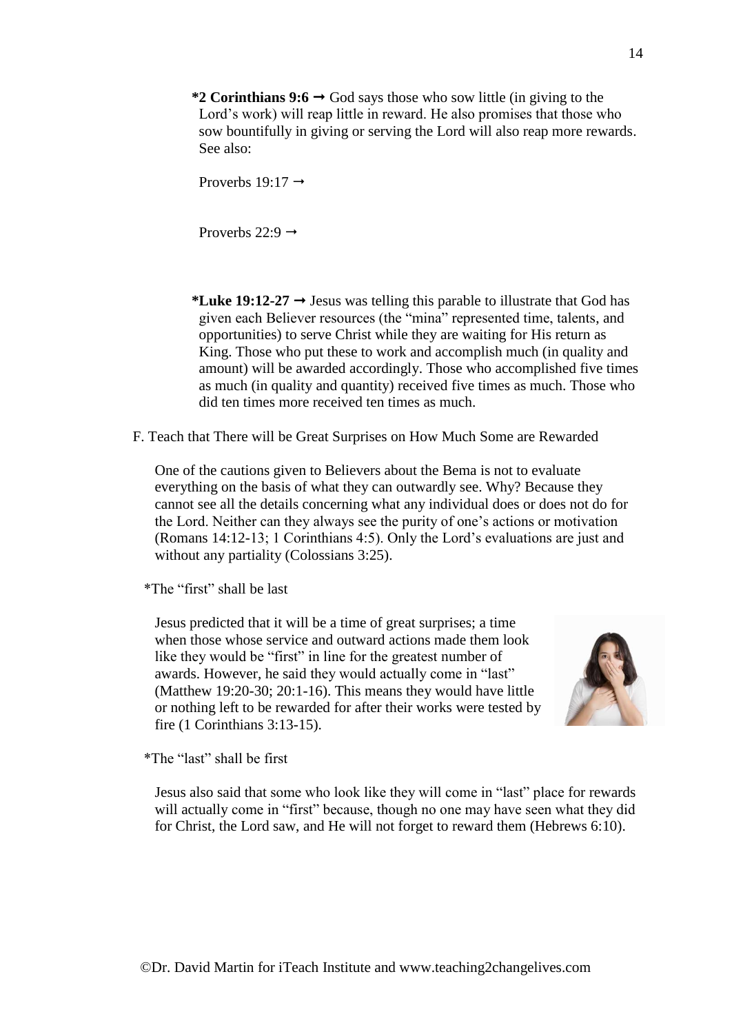**\*2 Corinthians 9:6** ➞ God says those who sow little (in giving to the Lord's work) will reap little in reward. He also promises that those who sow bountifully in giving or serving the Lord will also reap more rewards. See also:

Proverbs 19:17 ➞

Proverbs 22:9 ➞

**\*Luke 19:12-27** ➞ Jesus was telling this parable to illustrate that God has given each Believer resources (the "mina" represented time, talents, and opportunities) to serve Christ while they are waiting for His return as King. Those who put these to work and accomplish much (in quality and amount) will be awarded accordingly. Those who accomplished five times as much (in quality and quantity) received five times as much. Those who did ten times more received ten times as much.

F. Teach that There will be Great Surprises on How Much Some are Rewarded

One of the cautions given to Believers about the Bema is not to evaluate everything on the basis of what they can outwardly see. Why? Because they cannot see all the details concerning what any individual does or does not do for the Lord. Neither can they always see the purity of one's actions or motivation (Romans 14:12-13; 1 Corinthians 4:5). Only the Lord's evaluations are just and without any partiality (Colossians 3:25).

\*The "first" shall be last

Jesus predicted that it will be a time of great surprises; a time when those whose service and outward actions made them look like they would be "first" in line for the greatest number of awards. However, he said they would actually come in "last" (Matthew 19:20-30; 20:1-16). This means they would have little or nothing left to be rewarded for after their works were tested by fire (1 Corinthians 3:13-15).

\*The "last" shall be first

Jesus also said that some who look like they will come in "last" place for rewards will actually come in "first" because, though no one may have seen what they did for Christ, the Lord saw, and He will not forget to reward them (Hebrews 6:10).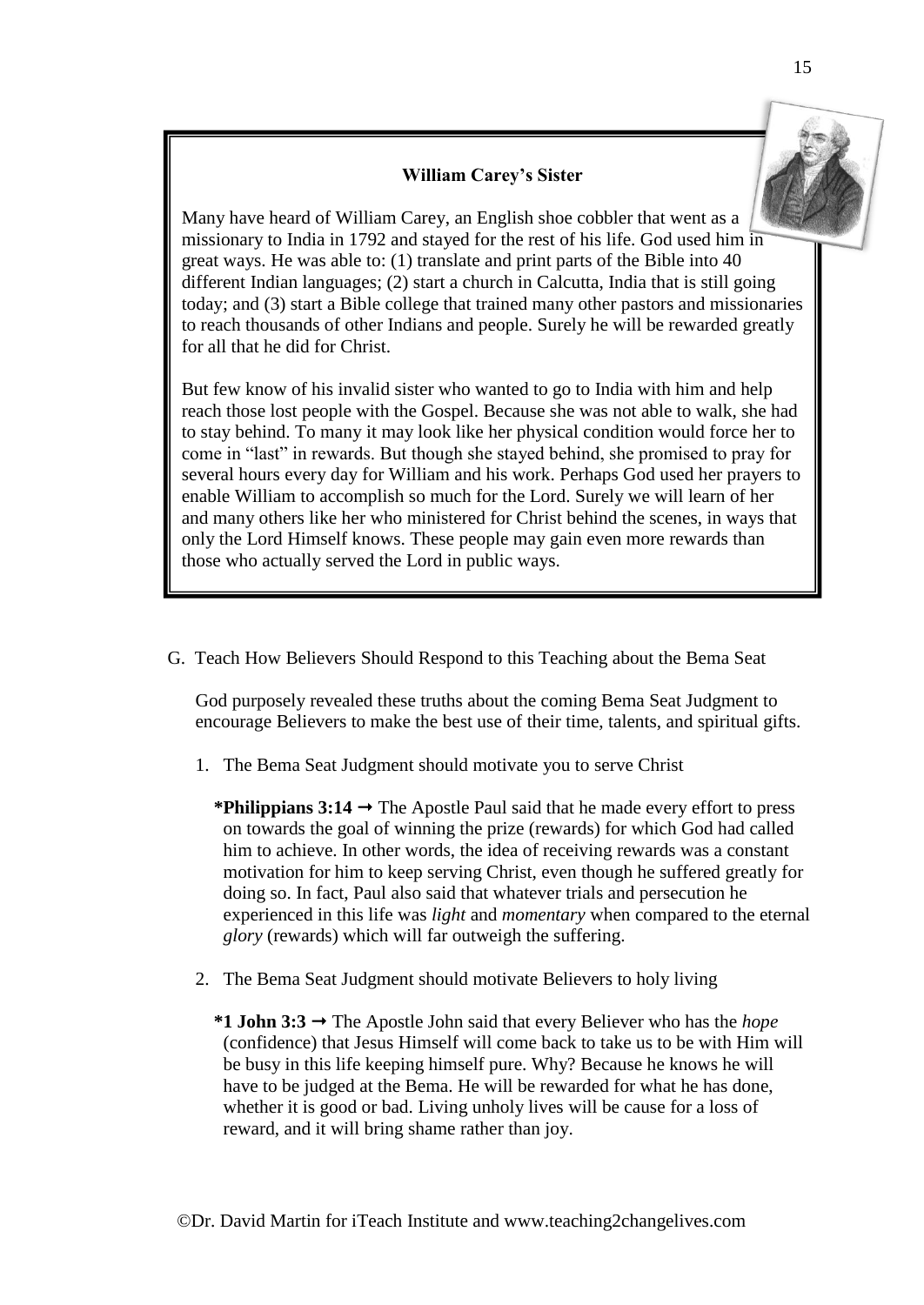**William Carey's Sister**

Many have heard of William Carey, an English shoe cobbler that went as a missionary to India in 1792 and stayed for the rest of his life. God used him in great ways. He was able to: (1) translate and print parts of the Bible into 40 different Indian languages; (2) start a church in Calcutta, India that is still going today; and (3) start a Bible college that trained many other pastors and missionaries to reach thousands of other Indians and people. Surely he will be rewarded greatly for all that he did for Christ.

But few know of his invalid sister who wanted to go to India with him and help reach those lost people with the Gospel. Because she was not able to walk, she had to stay behind. To many it may look like her physical condition would force her to come in "last" in rewards. But though she stayed behind, she promised to pray for several hours every day for William and his work. Perhaps God used her prayers to enable William to accomplish so much for the Lord. Surely we will learn of her and many others like her who ministered for Christ behind the scenes, in ways that only the Lord Himself knows. These people may gain even more rewards than those who actually served the Lord in public ways.

G. Teach How Believers Should Respond to this Teaching about the Bema Seat

God purposely revealed these truths about the coming Bema Seat Judgment to encourage Believers to make the best use of their time, talents, and spiritual gifts.

1. The Bema Seat Judgment should motivate you to serve Christ

   ***Philippians 3:14** → The Apostle Paul said that he made every effort to press on towards the goal of winning the prize (rewards) for which God had called him to achieve. In other words, the idea of receiving rewards was a constant motivation for him to keep serving Christ, even though he suffered greatly for doing so. In fact, Paul also said that whatever trials and persecution he experienced in this life was *light* and *momentary* when compared to the eternal *glory* (rewards) which will far outweigh the suffering.

2. The Bema Seat Judgment should motivate Believers to holy living

   ***1 John 3:3** → The Apostle John said that every Believer who has the *hope* (confidence) that Jesus Himself will come back to take us to be with Him will be busy in this life keeping himself pure. Why? Because he knows he will have to be judged at the Bema. He will be rewarded for what he has done, whether it is good or bad. Living unholy lives will be cause for a loss of reward, and it will bring shame rather than joy.

©Dr. David Martin for iTeach Institute and www.teaching2changelives.com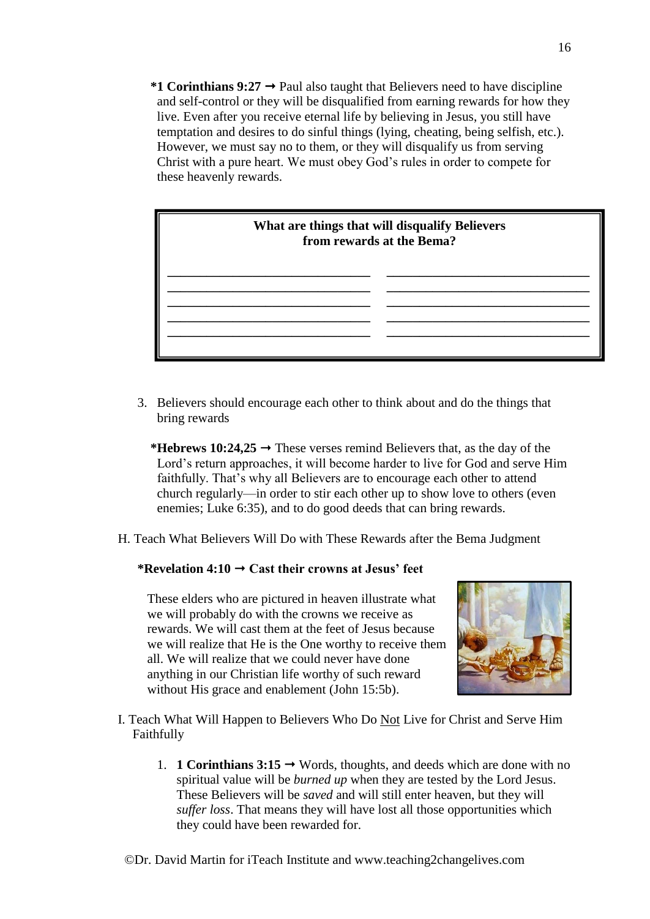**\*1 Corinthians 9:27** → Paul also taught that Believers need to have discipline and self-control or they will be disqualified from earning rewards for how they live. Even after you receive eternal life by believing in Jesus, you still have temptation and desires to do sinful things (lying, cheating, being selfish, etc.). However, we must say no to them, or they will disqualify us from serving Christ with a pure heart. We must obey God's rules in order to compete for these heavenly rewards.

| **What are things that will disqualify Believers from rewards at the Bema?** | |
|---|---|
| ______________________________ | ______________________________ |
| ______________________________ | ______________________________ |
| ______________________________ | ______________________________ |
| ______________________________ | ______________________________ |
| ______________________________ | ______________________________ |

3. Believers should encourage each other to think about and do the things that bring rewards

   **\*Hebrews 10:24,25** → These verses remind Believers that, as the day of the Lord's return approaches, it will become harder to live for God and serve Him faithfully. That's why all Believers are to encourage each other to attend church regularly—in order to stir each other up to show love to others (even enemies; Luke 6:35), and to do good deeds that can bring rewards.

H. Teach What Believers Will Do with These Rewards after the Bema Judgment

**\*Revelation 4:10 → Cast their crowns at Jesus' feet**

These elders who are pictured in heaven illustrate what we will probably do with the crowns we receive as rewards. We will cast them at the feet of Jesus because we will realize that He is the One worthy to receive them all. We will realize that we could never have done anything in our Christian life worthy of such reward without His grace and enablement (John 15:5b).

I. Teach What Will Happen to Believers Who Do Not Live for Christ and Serve Him Faithfully

1. **1 Corinthians 3:15** → Words, thoughts, and deeds which are done with no spiritual value will be *burned up* when they are tested by the Lord Jesus. These Believers will be *saved* and will still enter heaven, but they will *suffer loss*. That means they will have lost all those opportunities which they could have been rewarded for.

©Dr. David Martin for iTeach Institute and www.teaching2changelives.com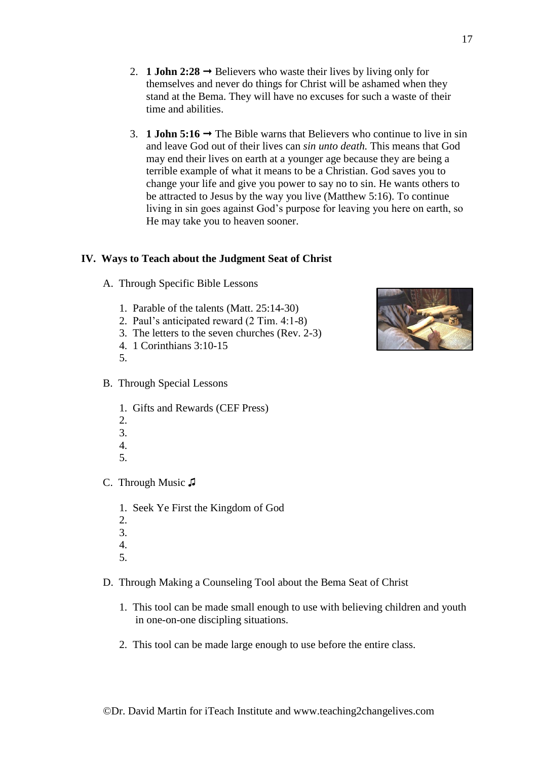2. **1 John 2:28** → Believers who waste their lives by living only for themselves and never do things for Christ will be ashamed when they stand at the Bema. They will have no excuses for such a waste of their time and abilities.

3. **1 John 5:16** → The Bible warns that Believers who continue to live in sin and leave God out of their lives can *sin unto death.* This means that God may end their lives on earth at a younger age because they are being a terrible example of what it means to be a Christian. God saves you to change your life and give you power to say no to sin. He wants others to be attracted to Jesus by the way you live (Matthew 5:16). To continue living in sin goes against God's purpose for leaving you here on earth, so He may take you to heaven sooner.

## IV. Ways to Teach about the Judgment Seat of Christ

A. Through Specific Bible Lessons

1. Parable of the talents (Matt. 25:14-30)
2. Paul's anticipated reward (2 Tim. 4:1-8)
3. The letters to the seven churches (Rev. 2-3)
4. 1 Corinthians 3:10-15
5. 

B. Through Special Lessons

1. Gifts and Rewards (CEF Press)
2. 
3. 
4. 
5. 

C. Through Music ♫

1. Seek Ye First the Kingdom of God
2. 
3. 
4. 
5. 

D. Through Making a Counseling Tool about the Bema Seat of Christ

1. This tool can be made small enough to use with believing children and youth in one-on-one discipling situations.

2. This tool can be made large enough to use before the entire class.

©Dr. David Martin for iTeach Institute and www.teaching2changelives.com